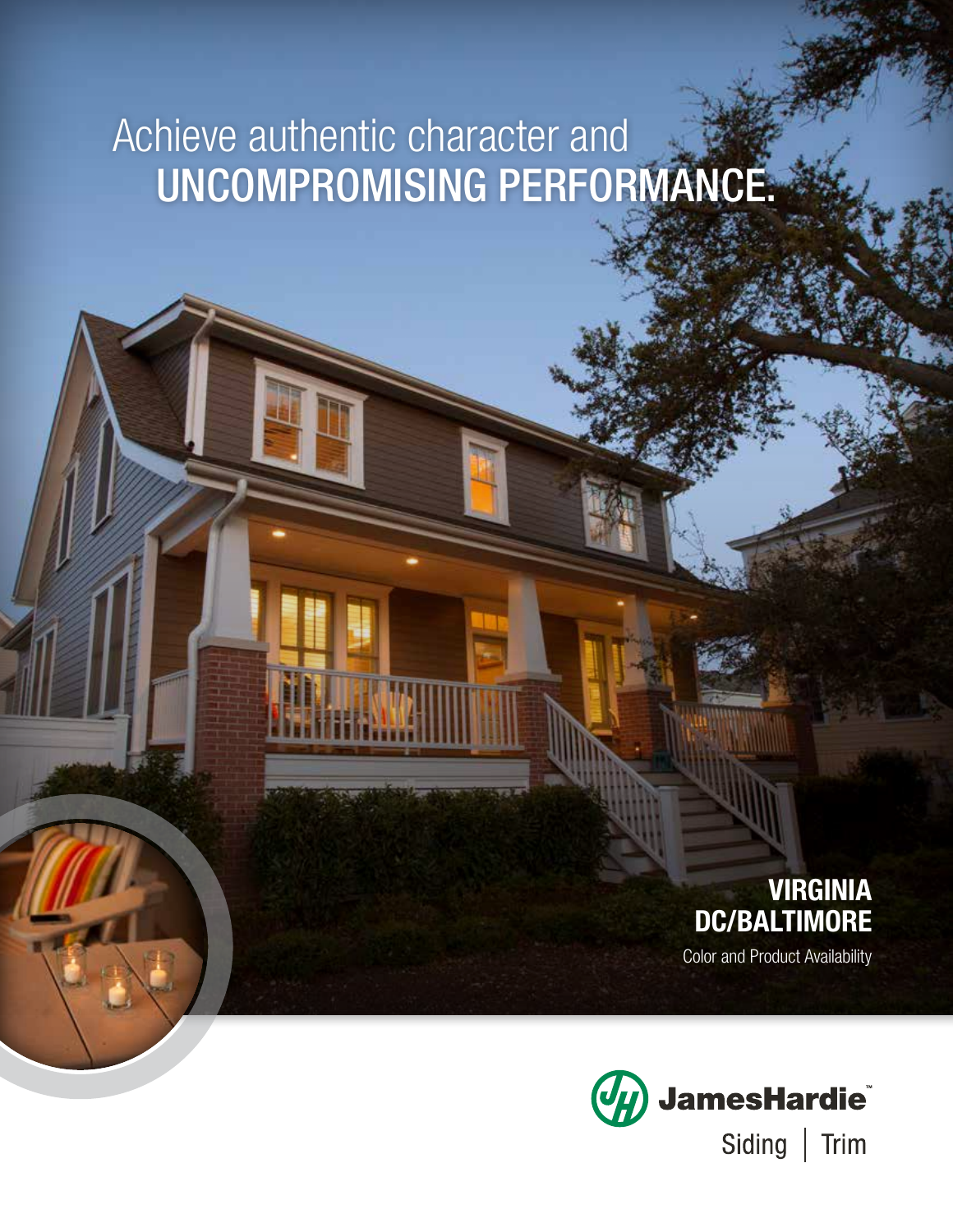# Achieve authentic character and UNCOMPROMISING PERFORMANCE.

## VIRGINIA
## DC/BALTIMORE

Color and Product Availability

JamesHardie™

Siding | Trim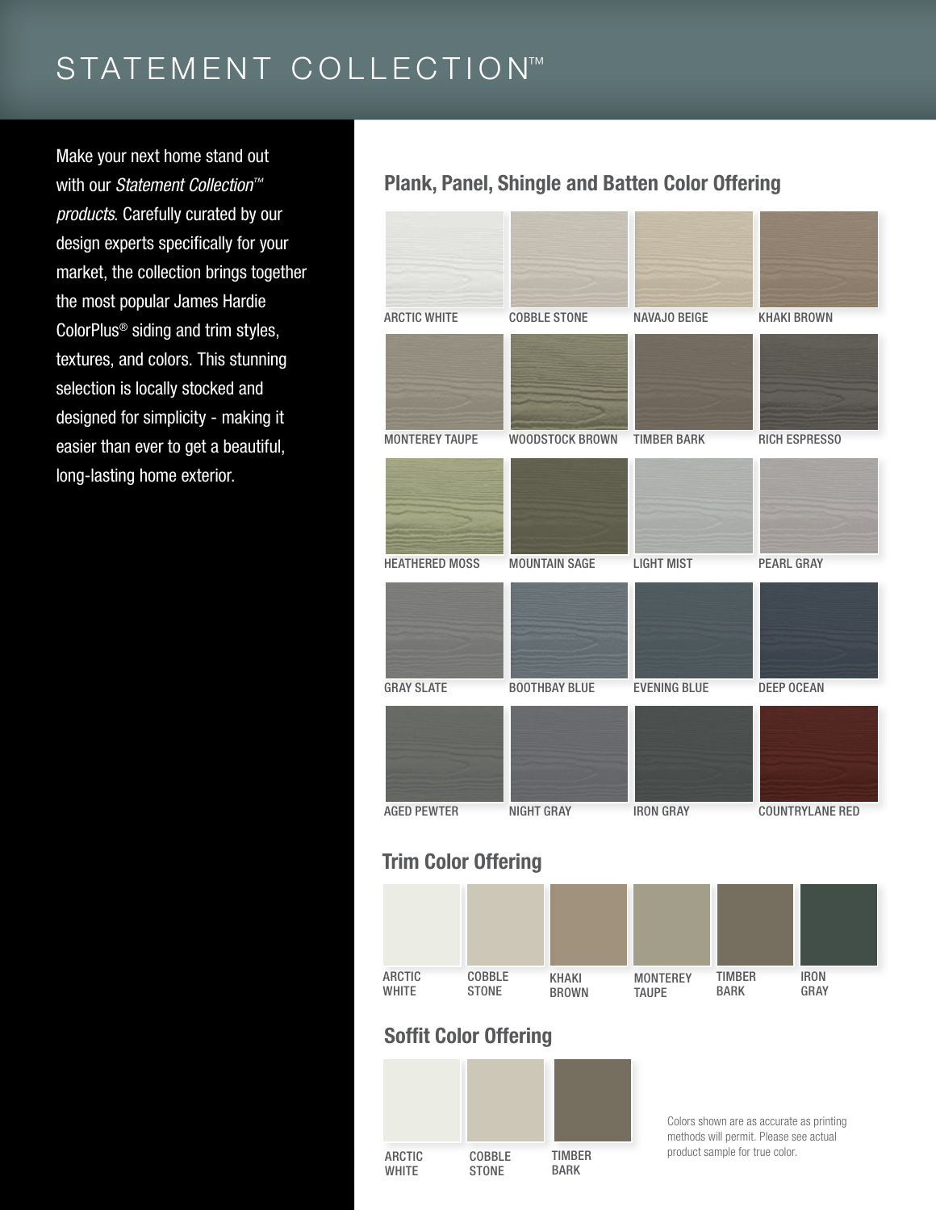# STATEMENT COLLECTION™

Make your next home stand out with our *Statement Collection™ products*. Carefully curated by our design experts specifically for your market, the collection brings together the most popular James Hardie ColorPlus® siding and trim styles, textures, and colors. This stunning selection is locally stocked and designed for simplicity - making it easier than ever to get a beautiful, long-lasting home exterior.

## Plank, Panel, Shingle and Batten Color Offering

ARCTIC WHITE
COBBLE STONE
NAVAJO BEIGE
KHAKI BROWN
MONTEREY TAUPE
WOODSTOCK BROWN
TIMBER BARK
RICH ESPRESSO
HEATHERED MOSS
MOUNTAIN SAGE
LIGHT MIST
PEARL GRAY
GRAY SLATE
BOOTHBAY BLUE
EVENING BLUE
DEEP OCEAN
AGED PEWTER
NIGHT GRAY
IRON GRAY
COUNTRYLANE RED

## Trim Color Offering

ARCTIC WHITE
COBBLE STONE
KHAKI BROWN
MONTEREY TAUPE
TIMBER BARK
IRON GRAY

## Soffit Color Offering

ARCTIC WHITE
COBBLE STONE
TIMBER BARK

Colors shown are as accurate as printing methods will permit. Please see actual product sample for true color.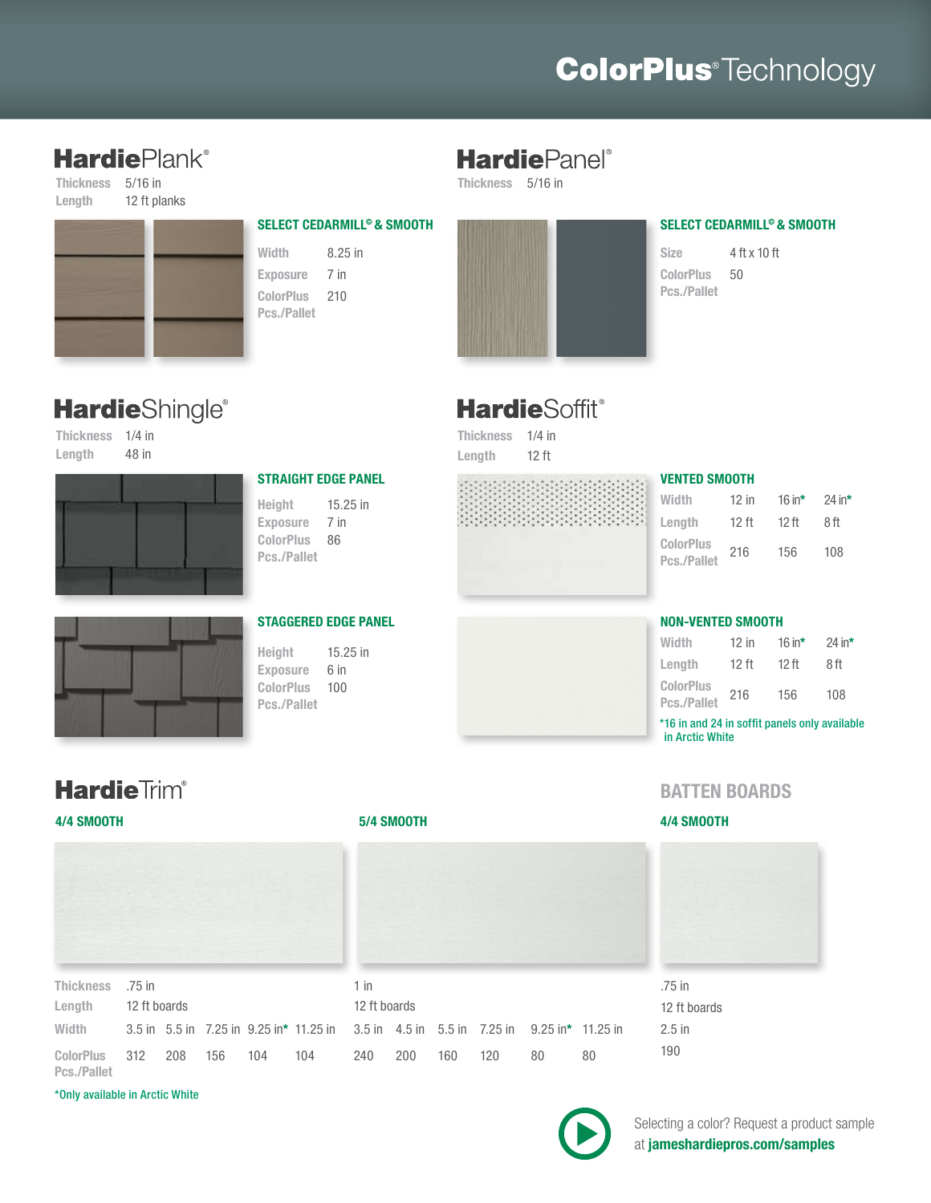# ColorPlus® Technology

## HardiePlank®

Thickness 5/16 in
Length 12 ft planks

### SELECT CEDARMILL® & SMOOTH

| | |
|---|---|
| Width | 8.25 in |
| Exposure | 7 in |
| ColorPlus Pcs./Pallet | 210 |

## HardiePanel®

Thickness 5/16 in

### SELECT CEDARMILL® & SMOOTH

| | |
|---|---|
| Size | 4 ft x 10 ft |
| ColorPlus Pcs./Pallet | 50 |

## HardieShingle®

Thickness 1/4 in
Length 48 in

### STRAIGHT EDGE PANEL

| | |
|---|---|
| Height | 15.25 in |
| Exposure | 7 in |
| ColorPlus Pcs./Pallet | 86 |

### STAGGERED EDGE PANEL

| | |
|---|---|
| Height | 15.25 in |
| Exposure | 6 in |
| ColorPlus Pcs./Pallet | 100 |

## HardieSoffit®

Thickness 1/4 in
Length 12 ft

### VENTED SMOOTH

| Width | 12 in | 16 in* | 24 in* |
|---|---|---|---|
| Length | 12 ft | 12 ft | 8 ft |
| ColorPlus Pcs./Pallet | 216 | 156 | 108 |

### NON-VENTED SMOOTH

| Width | 12 in | 16 in* | 24 in* |
|---|---|---|---|
| Length | 12 ft | 12 ft | 8 ft |
| ColorPlus Pcs./Pallet | 216 | 156 | 108 |

*16 in and 24 in soffit panels only available in Arctic White

## HardieTrim®

### 4/4 SMOOTH

| | | | | | |
|---|---|---|---|---|---|
| Thickness | .75 in | | | | |
| Length | 12 ft boards | | | | |
| Width | 3.5 in | 5.5 in | 7.25 in | 9.25 in* | 11.25 in |
| ColorPlus Pcs./Pallet | 312 | 208 | 156 | 104 | 104 |

### 5/4 SMOOTH

| | | | | | | |
|---|---|---|---|---|---|---|
| Thickness | 1 in | | | | | |
| Length | 12 ft boards | | | | | |
| Width | 3.5 in | 4.5 in | 5.5 in | 7.25 in | 9.25 in* | 11.25 in |
| ColorPlus Pcs./Pallet | 240 | 200 | 160 | 120 | 80 | 80 |

*Only available in Arctic White

## BATTEN BOARDS

### 4/4 SMOOTH

| | |
|---|---|
| Thickness | .75 in |
| Length | 12 ft boards |
| Width | 2.5 in |
| ColorPlus Pcs./Pallet | 190 |

Selecting a color? Request a product sample at **jameshardiepros.com/samples**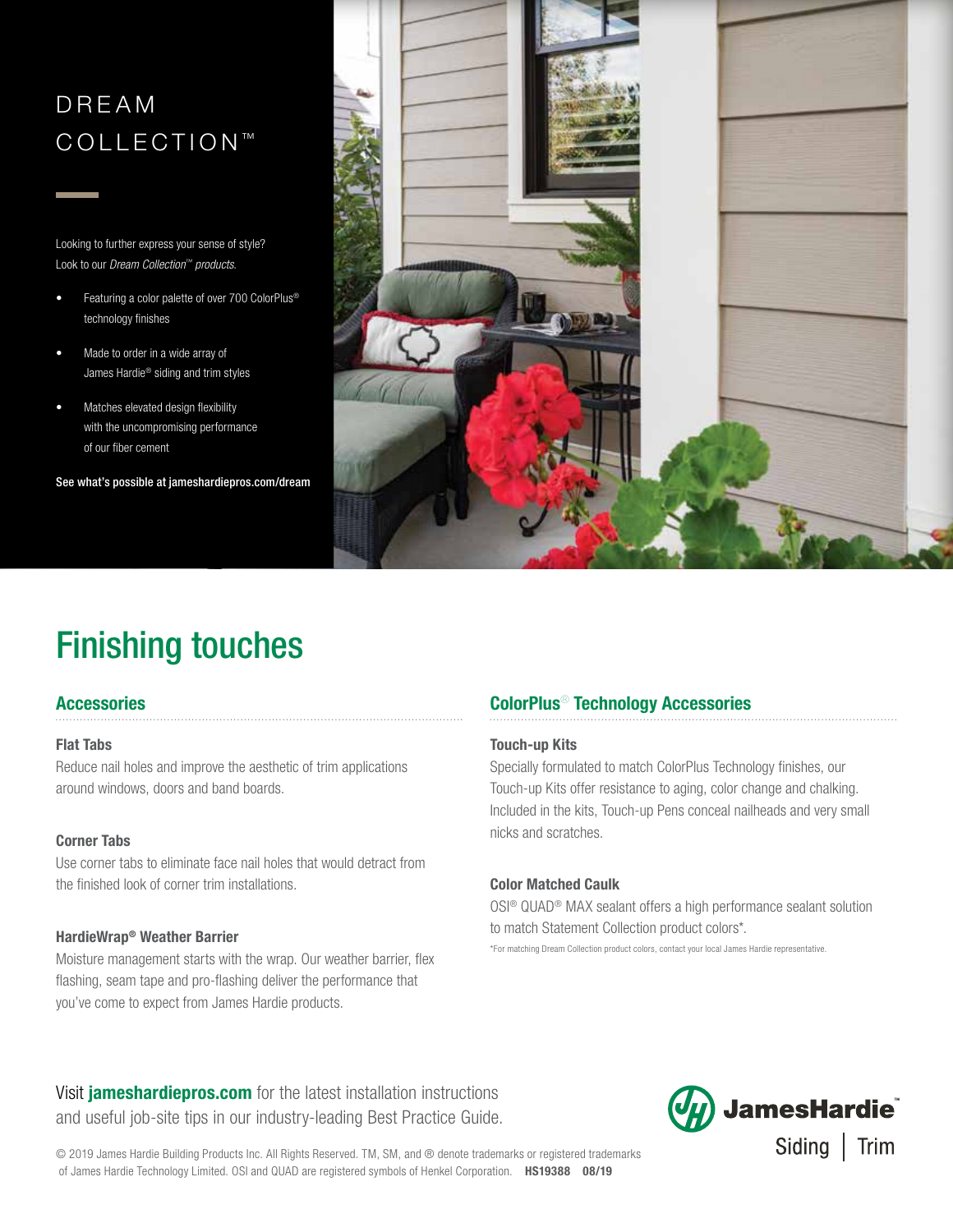# DREAM COLLECTION™

Looking to further express your sense of style? Look to our *Dream Collection™ products.*

- Featuring a color palette of over 700 ColorPlus® technology finishes
- Made to order in a wide array of James Hardie® siding and trim styles
- Matches elevated design flexibility with the uncompromising performance of our fiber cement

**See what's possible at jameshardiepros.com/dream**

# Finishing touches

## Accessories

### Flat Tabs

Reduce nail holes and improve the aesthetic of trim applications around windows, doors and band boards.

### Corner Tabs

Use corner tabs to eliminate face nail holes that would detract from the finished look of corner trim installations.

### HardieWrap® Weather Barrier

Moisture management starts with the wrap. Our weather barrier, flex flashing, seam tape and pro-flashing deliver the performance that you've come to expect from James Hardie products.

## ColorPlus® Technology Accessories

### Touch-up Kits

Specially formulated to match ColorPlus Technology finishes, our Touch-up Kits offer resistance to aging, color change and chalking. Included in the kits, Touch-up Pens conceal nailheads and very small nicks and scratches.

### Color Matched Caulk

OSI® QUAD® MAX sealant offers a high performance sealant solution to match Statement Collection product colors*.

*For matching Dream Collection product colors, contact your local James Hardie representative.

Visit **jameshardiepros.com** for the latest installation instructions and useful job-site tips in our industry-leading Best Practice Guide.

© 2019 James Hardie Building Products Inc. All Rights Reserved. TM, SM, and ® denote trademarks or registered trademarks of James Hardie Technology Limited. OSI and QUAD are registered symbols of Henkel Corporation. **HS19388 08/19**

JamesHardie™ Siding | Trim